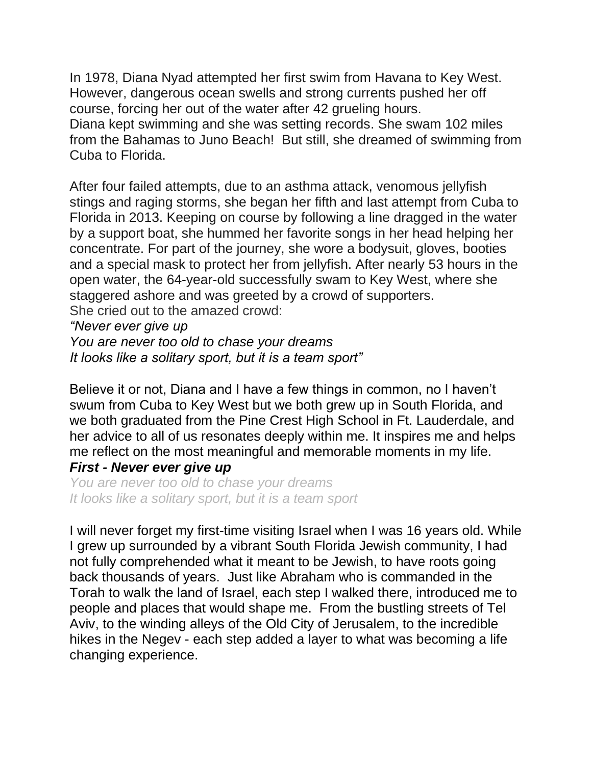In 1978, Diana Nyad attempted her first swim from Havana to Key West. However, dangerous ocean swells and strong currents pushed her off course, forcing her out of the water after 42 grueling hours.
Diana kept swimming and she was setting records. She swam 102 miles from the Bahamas to Juno Beach! But still, she dreamed of swimming from Cuba to Florida.

After four failed attempts, due to an asthma attack, venomous jellyfish stings and raging storms, she began her fifth and last attempt from Cuba to Florida in 2013. Keeping on course by following a line dragged in the water by a support boat, she hummed her favorite songs in her head helping her concentrate. For part of the journey, she wore a bodysuit, gloves, booties and a special mask to protect her from jellyfish. After nearly 53 hours in the open water, the 64-year-old successfully swam to Key West, where she staggered ashore and was greeted by a crowd of supporters.
She cried out to the amazed crowd:
*"Never ever give up*
*You are never too old to chase your dreams*
*It looks like a solitary sport, but it is a team sport"*

Believe it or not, Diana and I have a few things in common, no I haven't swum from Cuba to Key West but we both grew up in South Florida, and we both graduated from the Pine Crest High School in Ft. Lauderdale, and her advice to all of us resonates deeply within me. It inspires me and helps me reflect on the most meaningful and memorable moments in my life.
***First - Never ever give up***
*You are never too old to chase your dreams*
*It looks like a solitary sport, but it is a team sport*

I will never forget my first-time visiting Israel when I was 16 years old. While I grew up surrounded by a vibrant South Florida Jewish community, I had not fully comprehended what it meant to be Jewish, to have roots going back thousands of years. Just like Abraham who is commanded in the Torah to walk the land of Israel, each step I walked there, introduced me to people and places that would shape me. From the bustling streets of Tel Aviv, to the winding alleys of the Old City of Jerusalem, to the incredible hikes in the Negev - each step added a layer to what was becoming a life changing experience.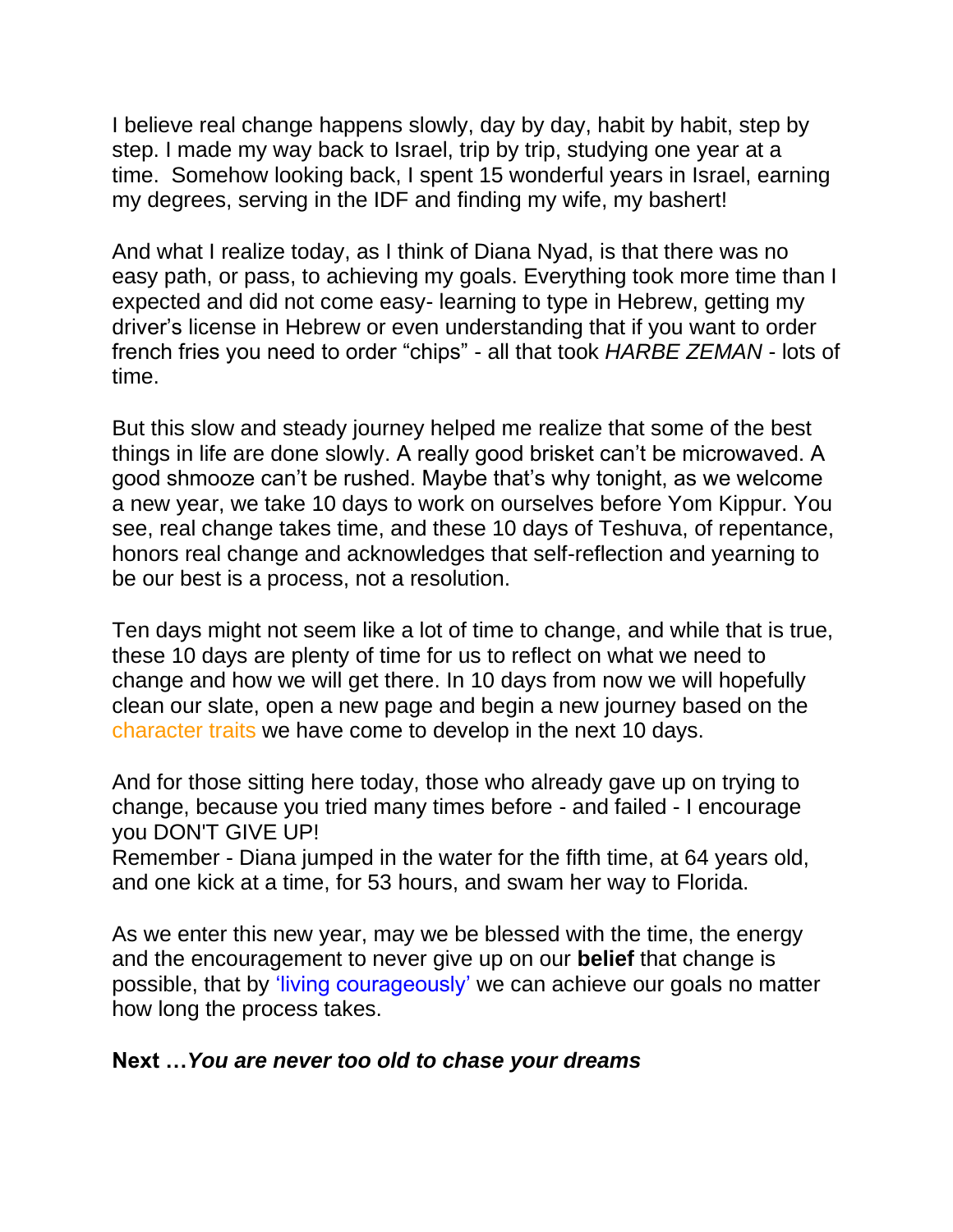I believe real change happens slowly, day by day, habit by habit, step by step. I made my way back to Israel, trip by trip, studying one year at a time. Somehow looking back, I spent 15 wonderful years in Israel, earning my degrees, serving in the IDF and finding my wife, my bashert!

And what I realize today, as I think of Diana Nyad, is that there was no easy path, or pass, to achieving my goals. Everything took more time than I expected and did not come easy- learning to type in Hebrew, getting my driver's license in Hebrew or even understanding that if you want to order french fries you need to order "chips" - all that took *HARBE ZEMAN* - lots of time.

But this slow and steady journey helped me realize that some of the best things in life are done slowly. A really good brisket can't be microwaved. A good shmooze can't be rushed. Maybe that's why tonight, as we welcome a new year, we take 10 days to work on ourselves before Yom Kippur. You see, real change takes time, and these 10 days of Teshuva, of repentance, honors real change and acknowledges that self-reflection and yearning to be our best is a process, not a resolution.

Ten days might not seem like a lot of time to change, and while that is true, these 10 days are plenty of time for us to reflect on what we need to change and how we will get there. In 10 days from now we will hopefully clean our slate, open a new page and begin a new journey based on the character traits we have come to develop in the next 10 days.

And for those sitting here today, those who already gave up on trying to change, because you tried many times before - and failed - I encourage you DON'T GIVE UP!
Remember - Diana jumped in the water for the fifth time, at 64 years old, and one kick at a time, for 53 hours, and swam her way to Florida.

As we enter this new year, may we be blessed with the time, the energy and the encouragement to never give up on our **belief** that change is possible, that by 'living courageously' we can achieve our goals no matter how long the process takes.

**Next …*You are never too old to chase your dreams***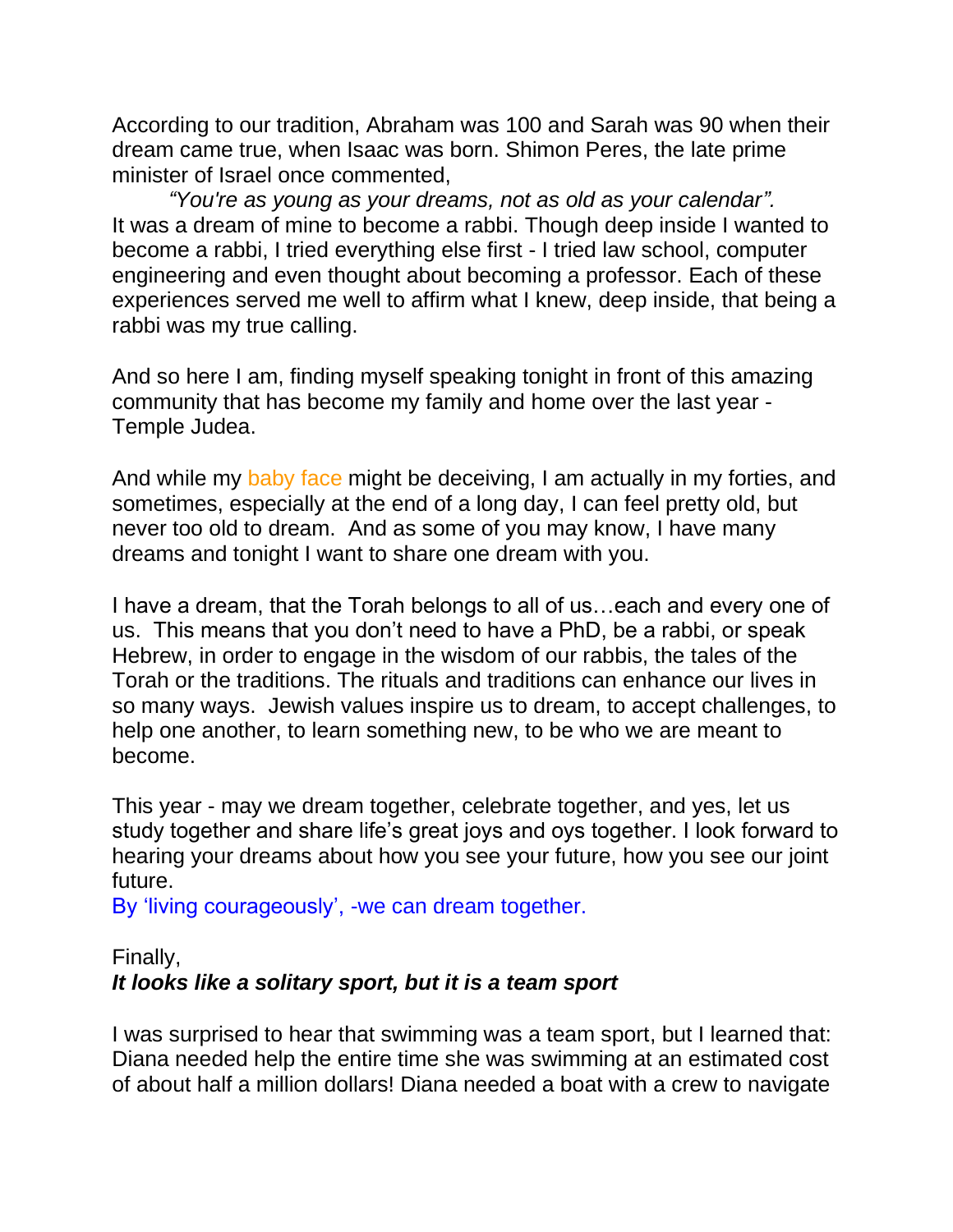According to our tradition, Abraham was 100 and Sarah was 90 when their dream came true, when Isaac was born. Shimon Peres, the late prime minister of Israel once commented,

*"You're as young as your dreams, not as old as your calendar".*

It was a dream of mine to become a rabbi. Though deep inside I wanted to become a rabbi, I tried everything else first - I tried law school, computer engineering and even thought about becoming a professor. Each of these experiences served me well to affirm what I knew, deep inside, that being a rabbi was my true calling.

And so here I am, finding myself speaking tonight in front of this amazing community that has become my family and home over the last year - Temple Judea.

And while my baby face might be deceiving, I am actually in my forties, and sometimes, especially at the end of a long day, I can feel pretty old, but never too old to dream. And as some of you may know, I have many dreams and tonight I want to share one dream with you.

I have a dream, that the Torah belongs to all of us…each and every one of us. This means that you don't need to have a PhD, be a rabbi, or speak Hebrew, in order to engage in the wisdom of our rabbis, the tales of the Torah or the traditions. The rituals and traditions can enhance our lives in so many ways. Jewish values inspire us to dream, to accept challenges, to help one another, to learn something new, to be who we are meant to become.

This year - may we dream together, celebrate together, and yes, let us study together and share life's great joys and oys together. I look forward to hearing your dreams about how you see your future, how you see our joint future.

By 'living courageously', -we can dream together.

Finally,

***It looks like a solitary sport, but it is a team sport***

I was surprised to hear that swimming was a team sport, but I learned that: Diana needed help the entire time she was swimming at an estimated cost of about half a million dollars! Diana needed a boat with a crew to navigate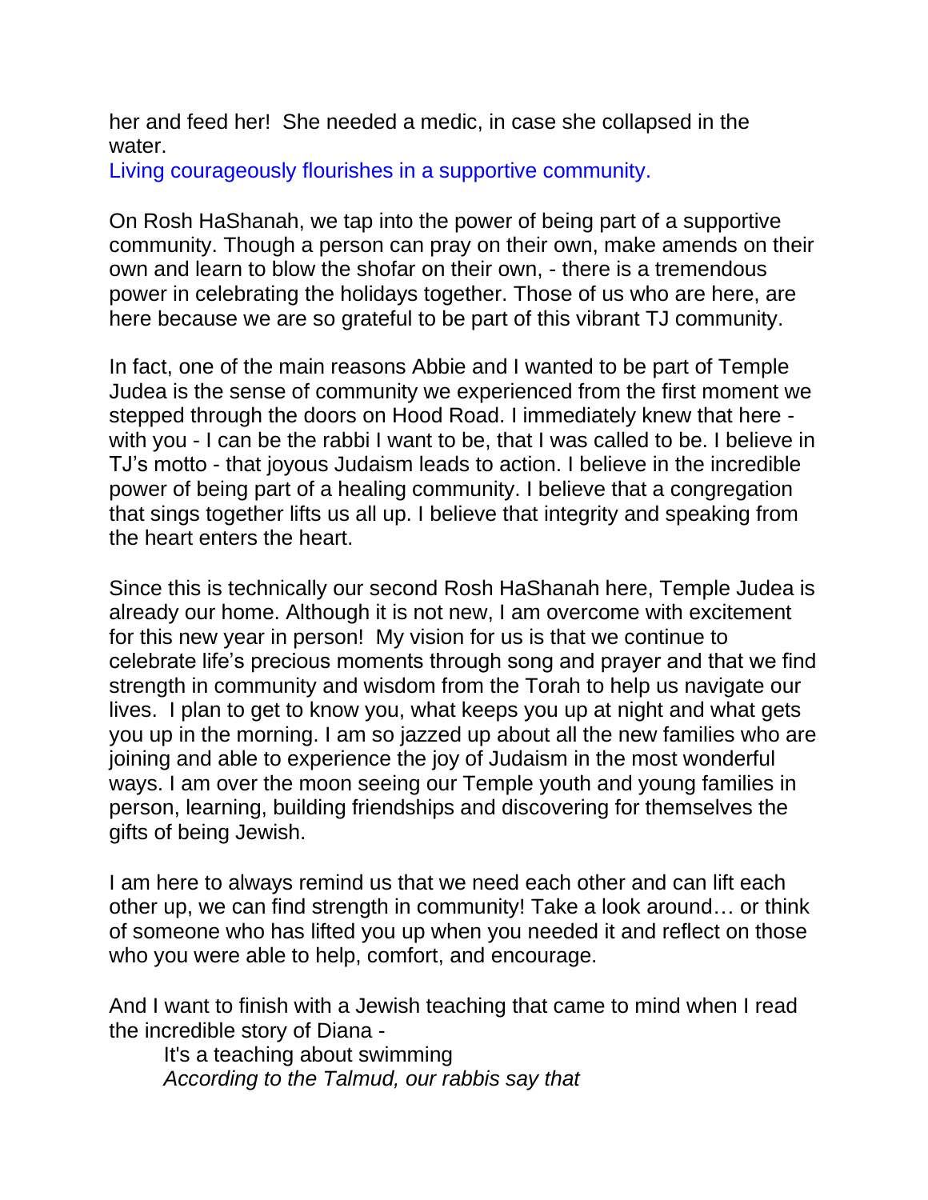her and feed her! She needed a medic, in case she collapsed in the water.

Living courageously flourishes in a supportive community.

On Rosh HaShanah, we tap into the power of being part of a supportive community. Though a person can pray on their own, make amends on their own and learn to blow the shofar on their own, - there is a tremendous power in celebrating the holidays together. Those of us who are here, are here because we are so grateful to be part of this vibrant TJ community.

In fact, one of the main reasons Abbie and I wanted to be part of Temple Judea is the sense of community we experienced from the first moment we stepped through the doors on Hood Road. I immediately knew that here - with you - I can be the rabbi I want to be, that I was called to be. I believe in TJ's motto - that joyous Judaism leads to action. I believe in the incredible power of being part of a healing community. I believe that a congregation that sings together lifts us all up. I believe that integrity and speaking from the heart enters the heart.

Since this is technically our second Rosh HaShanah here, Temple Judea is already our home. Although it is not new, I am overcome with excitement for this new year in person! My vision for us is that we continue to celebrate life's precious moments through song and prayer and that we find strength in community and wisdom from the Torah to help us navigate our lives. I plan to get to know you, what keeps you up at night and what gets you up in the morning. I am so jazzed up about all the new families who are joining and able to experience the joy of Judaism in the most wonderful ways. I am over the moon seeing our Temple youth and young families in person, learning, building friendships and discovering for themselves the gifts of being Jewish.

I am here to always remind us that we need each other and can lift each other up, we can find strength in community! Take a look around… or think of someone who has lifted you up when you needed it and reflect on those who you were able to help, comfort, and encourage.

And I want to finish with a Jewish teaching that came to mind when I read the incredible story of Diana -

It's a teaching about swimming

*According to the Talmud, our rabbis say that*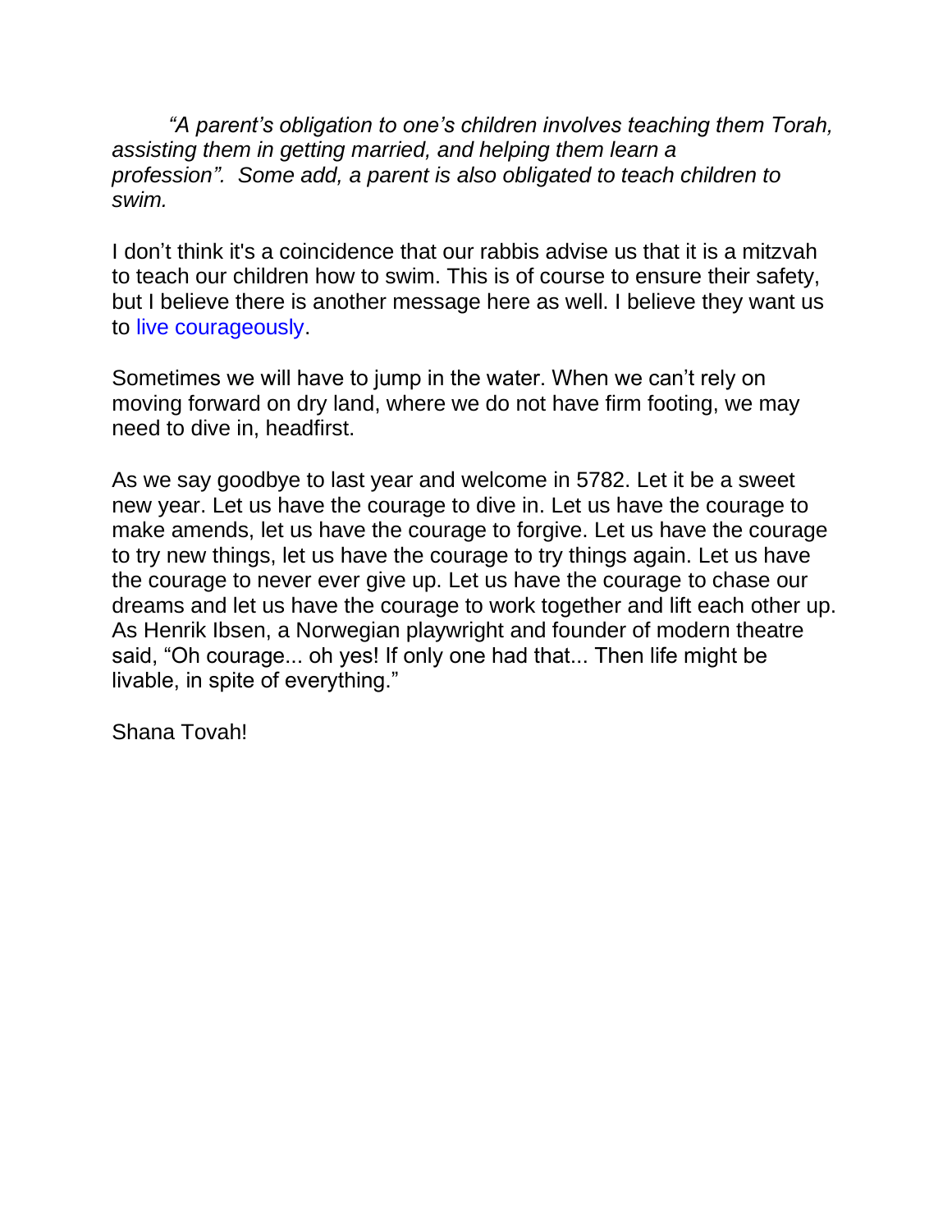*"A parent's obligation to one's children involves teaching them Torah, assisting them in getting married, and helping them learn a profession". Some add, a parent is also obligated to teach children to swim.*

I don't think it's a coincidence that our rabbis advise us that it is a mitzvah to teach our children how to swim. This is of course to ensure their safety, but I believe there is another message here as well. I believe they want us to live courageously.

Sometimes we will have to jump in the water. When we can't rely on moving forward on dry land, where we do not have firm footing, we may need to dive in, headfirst.

As we say goodbye to last year and welcome in 5782. Let it be a sweet new year. Let us have the courage to dive in. Let us have the courage to make amends, let us have the courage to forgive. Let us have the courage to try new things, let us have the courage to try things again. Let us have the courage to never ever give up. Let us have the courage to chase our dreams and let us have the courage to work together and lift each other up. As Henrik Ibsen, a Norwegian playwright and founder of modern theatre said, "Oh courage... oh yes! If only one had that... Then life might be livable, in spite of everything."

Shana Tovah!